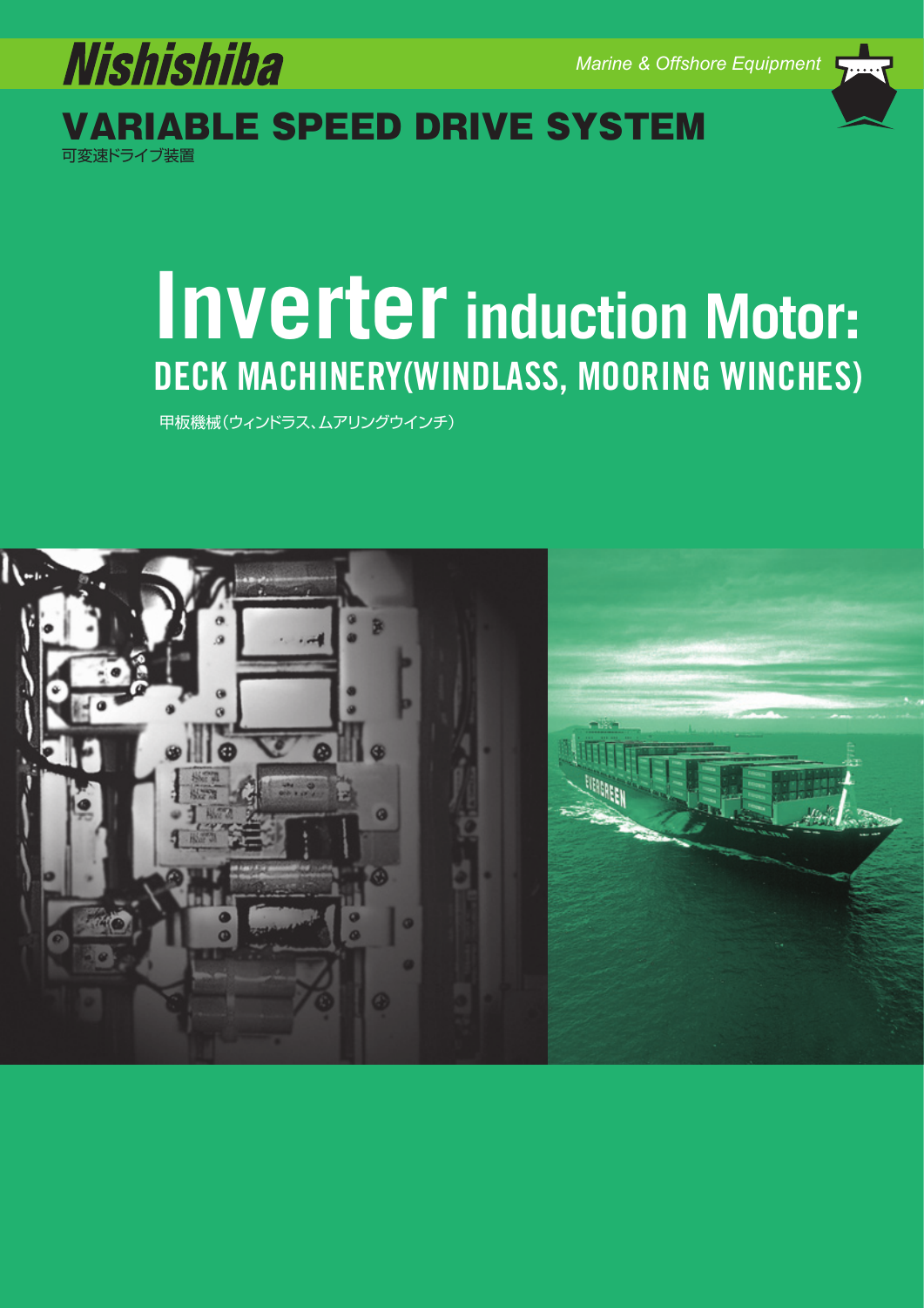Nishishiba

*Marine & Offshore Equipment*

## VARIABLE SPEED DRIVE SYSTEM

可変速ドライブ装置

# Inverter induction Motor:

## DECK MACHINERY(WINDLASS, MOORING WINCHES)

甲板機械（ウィンドラス、ムアリングウインチ）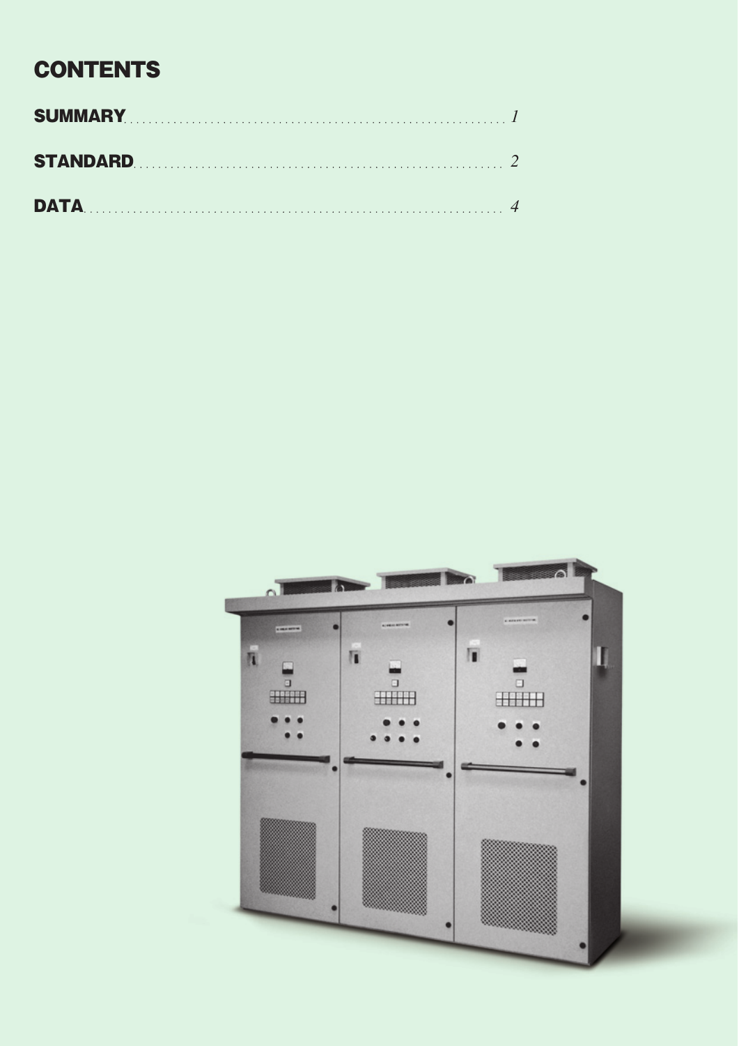# CONTENTS

| | |
|---|---|
| **SUMMARY** | *1* |
| **STANDARD** | *2* |
| **DATA** | *4* |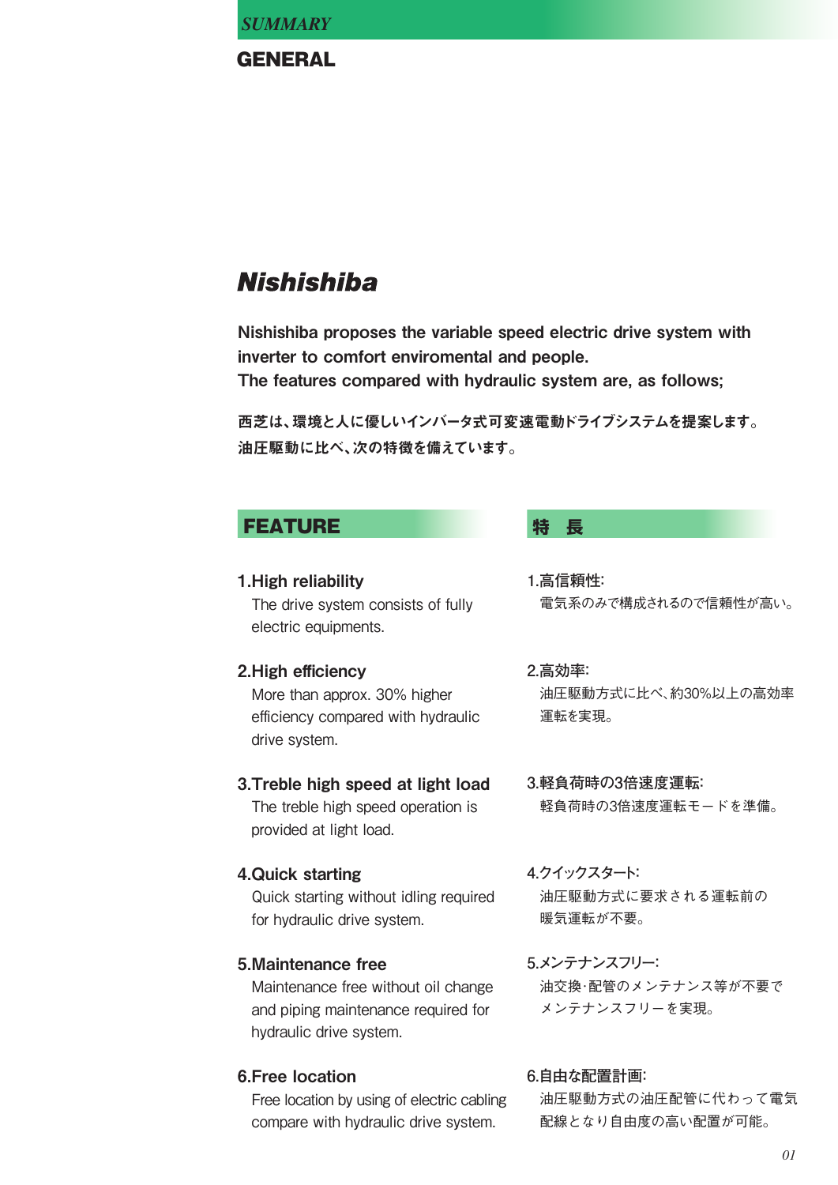*SUMMARY*

# GENERAL

## *Nishishiba*

**Nishishiba proposes the variable speed electric drive system with inverter to comfort enviromental and people.**
**The features compared with hydraulic system are, as follows;**

**西芝は、環境と人に優しいインバータ式可変速電動ドライブシステムを提案します。**
**油圧駆動に比べ、次の特徴を備えています。**

## FEATURE

**1.High reliability**
The drive system consists of fully electric equipments.

**2.High efficiency**
More than approx. 30% higher efficiency compared with hydraulic drive system.

**3.Treble high speed at light load**
The treble high speed operation is provided at light load.

**4.Quick starting**
Quick starting without idling required for hydraulic drive system.

**5.Maintenance free**
Maintenance free without oil change and piping maintenance required for hydraulic drive system.

**6.Free location**
Free location by using of electric cabling compare with hydraulic drive system.

## 特　長

**1.高信頼性:**
電気系のみで構成されるので信頼性が高い。

**2.高効率:**
油圧駆動方式に比べ、約30%以上の高効率運転を実現。

**3.軽負荷時の3倍速度運転:**
軽負荷時の3倍速度運転モードを準備。

**4.クイックスタート:**
油圧駆動方式に要求される運転前の暖気運転が不要。

**5.メンテナンスフリー:**
油交換·配管のメンテナンス等が不要でメンテナンスフリーを実現。

**6.自由な配置計画:**
油圧駆動方式の油圧配管に代わって電気配線となり自由度の高い配置が可能。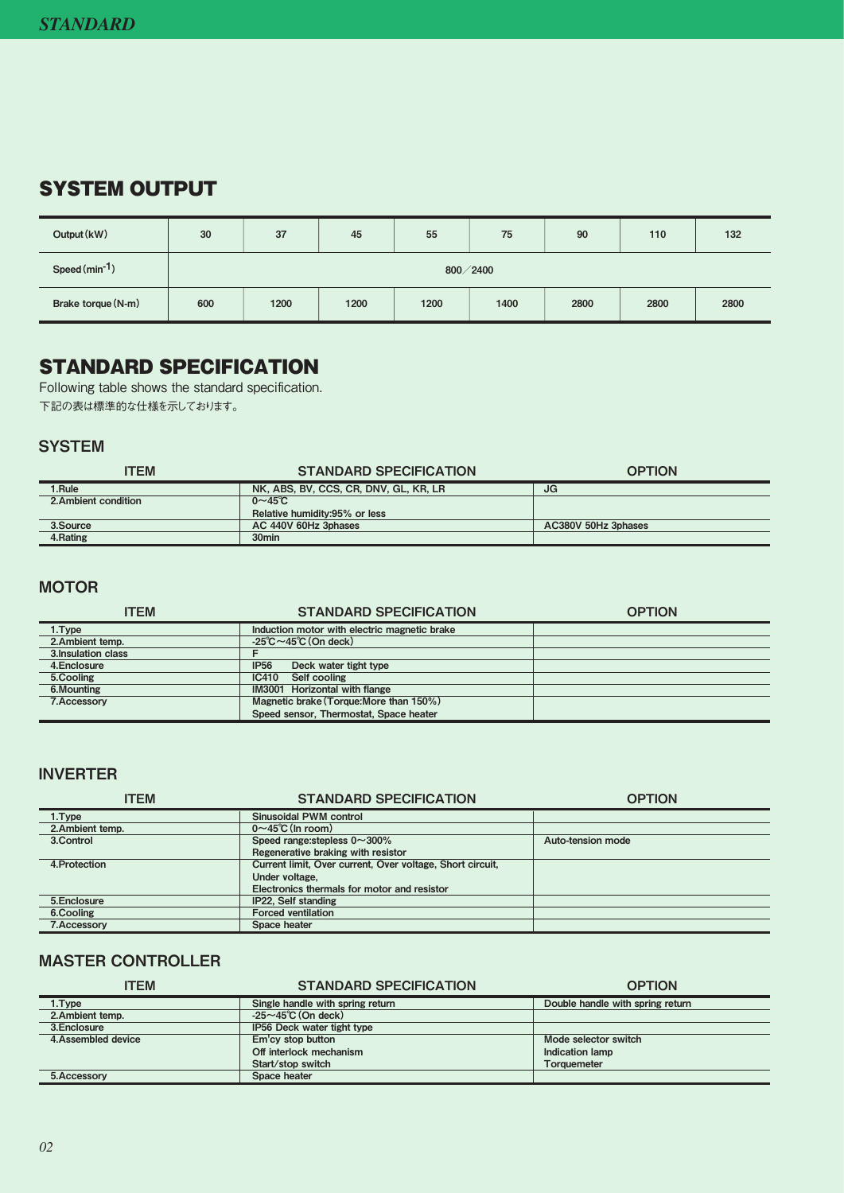## SYSTEM OUTPUT

| Output (kW) | 30 | 37 | 45 | 55 | 75 | 90 | 110 | 132 |
|---|---|---|---|---|---|---|---|---|
| Speed ($min^{-1}$) | 800／2400 | | | | | | | |
| Brake torque (N-m) | 600 | 1200 | 1200 | 1200 | 1400 | 2800 | 2800 | 2800 |

## STANDARD SPECIFICATION

Following table shows the standard specification.
下記の表は標準的な仕様を示しております。

### SYSTEM

| ITEM | STANDARD SPECIFICATION | OPTION |
|---|---|---|
| 1.Rule | NK, ABS, BV, CCS, CR, DNV, GL, KR, LR | JG |
| 2.Ambient condition | 0～45℃<br>Relative humidity:95% or less | |
| 3.Source | AC 440V 60Hz 3phases | AC380V 50Hz 3phases |
| 4.Rating | 30min | |

### MOTOR

| ITEM | STANDARD SPECIFICATION | OPTION |
|---|---|---|
| 1.Type | Induction motor with electric magnetic brake | |
| 2.Ambient temp. | -25℃～45℃ (On deck) | |
| 3.Insulation class | F | |
| 4.Enclosure | IP56 Deck water tight type | |
| 5.Cooling | IC410 Self cooling | |
| 6.Mounting | IM3001 Horizontal with flange | |
| 7.Accessory | Magnetic brake (Torque:More than 150%)<br>Speed sensor, Thermostat, Space heater | |

### INVERTER

| ITEM | STANDARD SPECIFICATION | OPTION |
|---|---|---|
| 1.Type | Sinusoidal PWM control | |
| 2.Ambient temp. | 0～45℃ (In room) | |
| 3.Control | Speed range:stepless 0～300%<br>Regenerative braking with resistor | Auto-tension mode |
| 4.Protection | Current limit, Over current, Over voltage, Short circuit,<br>Under voltage,<br>Electronics thermals for motor and resistor | |
| 5.Enclosure | IP22, Self standing | |
| 6.Cooling | Forced ventilation | |
| 7.Accessory | Space heater | |

### MASTER CONTROLLER

| ITEM | STANDARD SPECIFICATION | OPTION |
|---|---|---|
| 1.Type | Single handle with spring return | Double handle with spring return |
| 2.Ambient temp. | -25～45℃ (On deck) | |
| 3.Enclosure | IP56 Deck water tight type | |
| 4.Assembled device | Em'cy stop button<br>Off interlock mechanism<br>Start/stop switch | Mode selector switch<br>Indication lamp<br>Torquemeter |
| 5.Accessory | Space heater | |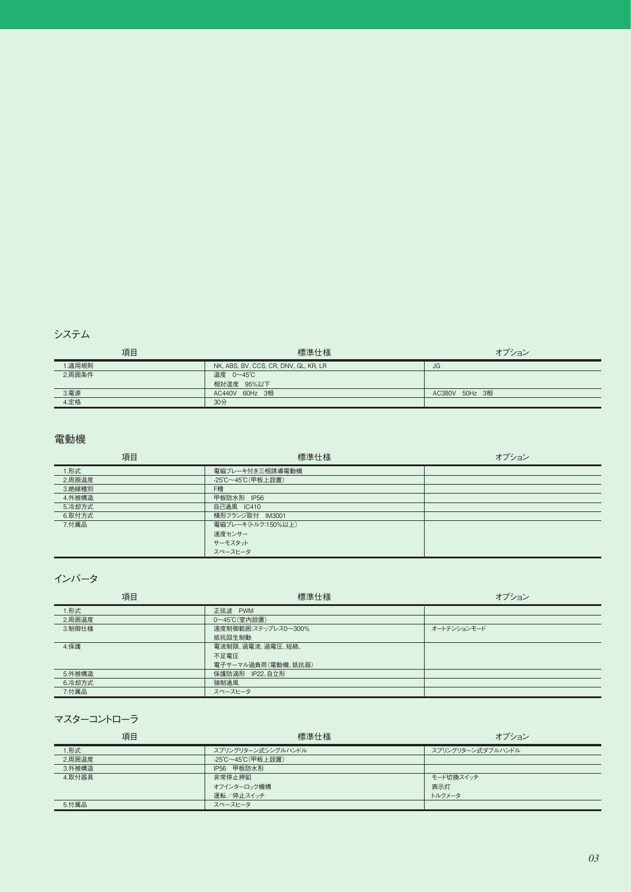## システム

| 項目 | 標準仕様 | オプション |
| --- | --- | --- |
| 1.適用規則 | NK, ABS, BV, CCS, CR, DNV, GL, KR, LR | JG |
| 2.周囲条件 | 温度　0〜45℃<br>相対湿度　95%以下 | |
| 3.電源 | AC440V　60Hz　3相 | AC380V　50Hz　3相 |
| 4.定格 | 30分 | |

## 電動機

| 項目 | 標準仕様 | オプション |
| --- | --- | --- |
| 1.形式 | 電磁ブレーキ付き三相誘導電動機 | |
| 2.周囲温度 | -25℃〜45℃(甲板上設置) | |
| 3.絶縁種別 | F種 | |
| 4.外被構造 | 甲板防水形　IP56 | |
| 5.冷却方式 | 自己通風　IC410 | |
| 6.取付方式 | 横形フランジ取付　IM3001 | |
| 7.付属品 | 電磁ブレーキ(トルク:150%以上)<br>速度センサー<br>サーモスタット<br>スペースヒータ | |

## インバータ

| 項目 | 標準仕様 | オプション |
| --- | --- | --- |
| 1.形式 | 正弦波　PWM | |
| 2.周囲温度 | 0〜45℃(室内設置) | |
| 3.制御仕様 | 速度制御範囲:ステップレス0〜300%<br>抵抗回生制動 | オートテンションモード |
| 4.保護 | 電流制限、過電流、過電圧、短絡、<br>不足電圧<br>電子サーマル過負荷(電動機、抵抗器) | |
| 5.外被構造 | 保護防滴形　IP22、自立形 | |
| 6.冷却方式 | 強制通風 | |
| 7.付属品 | スペースヒータ | |

## マスターコントローラ

| 項目 | 標準仕様 | オプション |
| --- | --- | --- |
| 1.形式 | スプリングリターン式シングルハンドル | スプリングリターン式ダブルハンドル |
| 2.周囲温度 | -25℃〜45℃(甲板上設置) | |
| 3.外被構造 | IP56　甲板防水形 | |
| 4.取付器具 | 非常停止押釦<br>オフインターロック機構<br>運転／停止スイッチ | モード切換スイッチ<br>表示灯<br>トルクメータ |
| 5.付属品 | スペースヒータ | |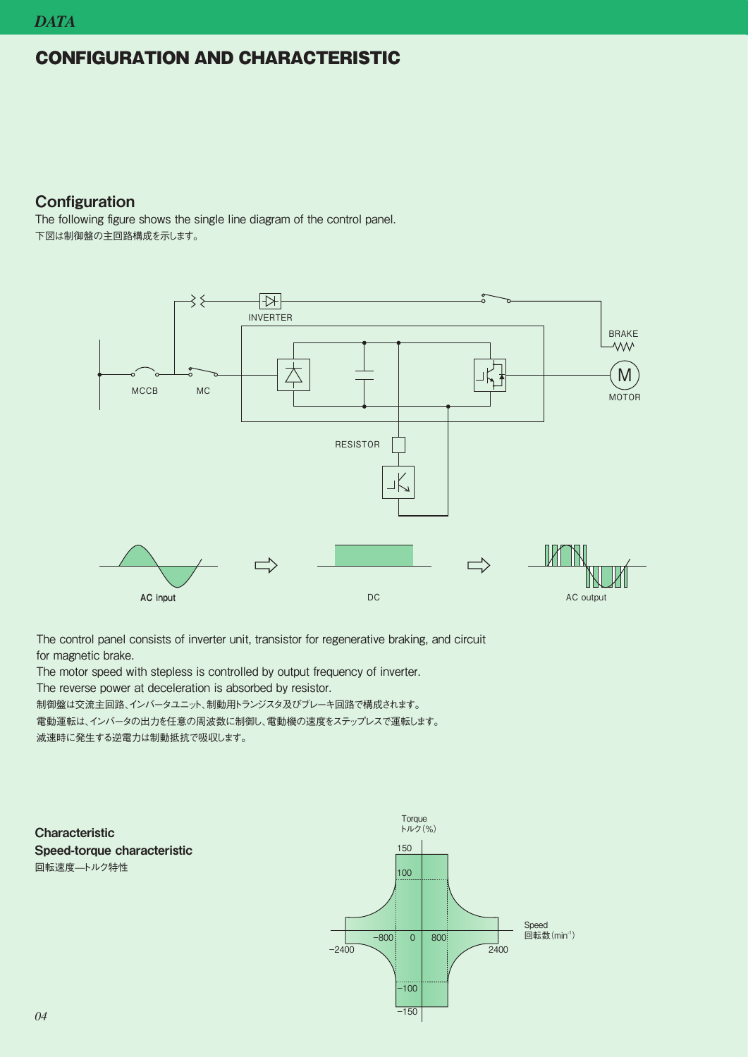# CONFIGURATION AND CHARACTERISTIC

## Configuration

The following figure shows the single line diagram of the control panel.
下図は制御盤の主回路構成を示します。

MCCB MC INVERTER BRAKE MOTOR RESISTOR

AC input DC AC output

The control panel consists of inverter unit, transistor for regenerative braking, and circuit for magnetic brake.
The motor speed with stepless is controlled by output frequency of inverter.
The reverse power at deceleration is absorbed by resistor.
制御盤は交流主回路、インバータユニット、制動用トランジスタ及びブレーキ回路で構成されます。
電動運転は、インバータの出力を任意の周波数に制御し、電動機の速度をステップレスで運転します。
減速時に発生する逆電力は制動抵抗で吸収します。

## Characteristic

### Speed-torque characteristic

回転速度—トルク特性

Torque トルク(%)

Speed 回転数(min$^{-1}$)

150, 100, −100, −150

−2400, −800, 0, 800, 2400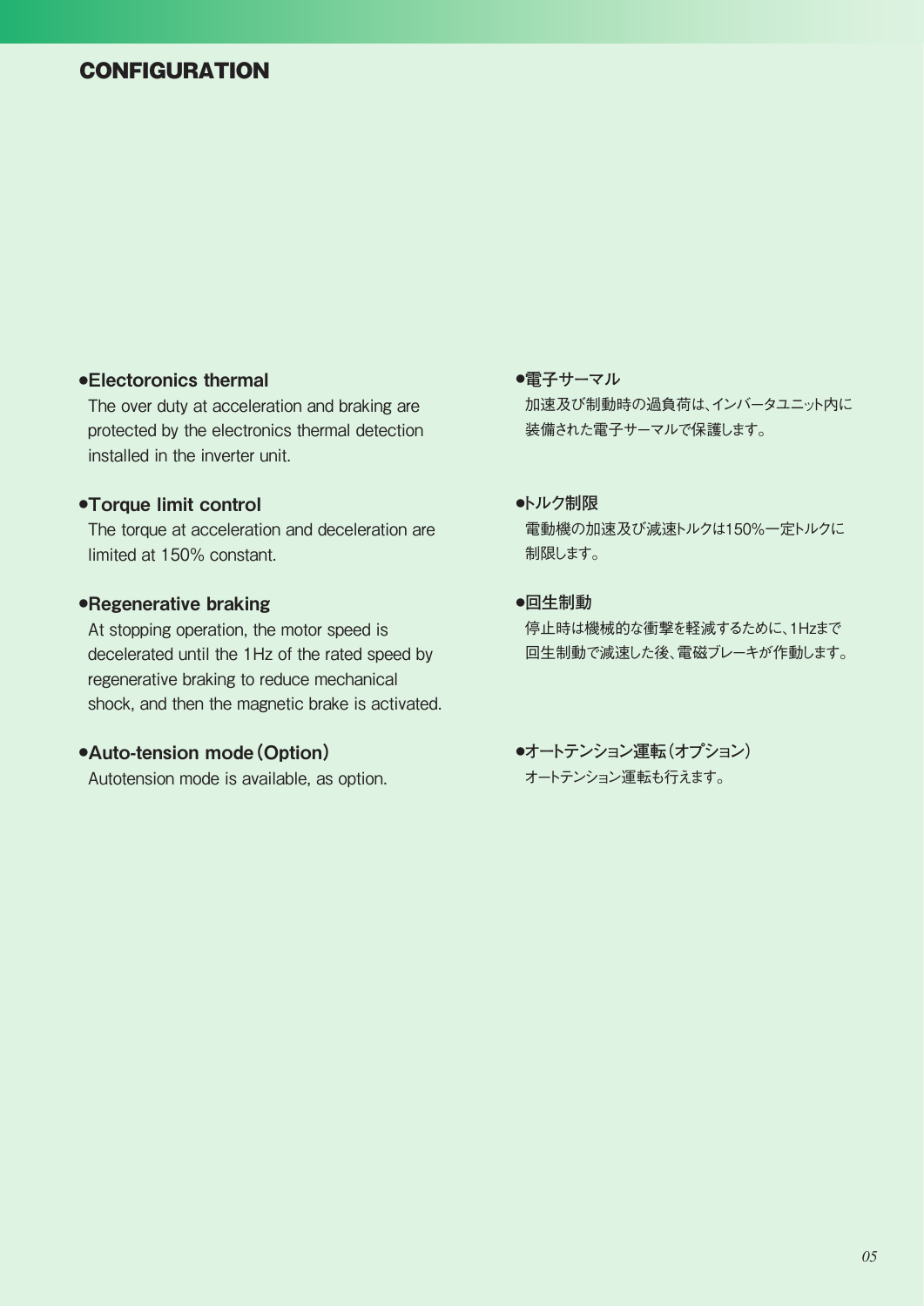# CONFIGURATION

- **Electoronics thermal**
  The over duty at acceleration and braking are protected by the electronics thermal detection installed in the inverter unit.

- **Torque limit control**
  The torque at acceleration and deceleration are limited at 150% constant.

- **Regenerative braking**
  At stopping operation, the motor speed is decelerated until the 1Hz of the rated speed by regenerative braking to reduce mechanical shock, and then the magnetic brake is activated.

- **Auto-tension mode（Option）**
  Autotension mode is available, as option.

- **電子サーマル**
  加速及び制動時の過負荷は、インバータユニット内に装備された電子サーマルで保護します。

- **トルク制限**
  電動機の加速及び減速トルクは150％一定トルクに制限します。

- **回生制動**
  停止時は機械的な衝撃を軽減するために、1Hzまで回生制動で減速した後、電磁ブレーキが作動します。

- **オートテンション運転（オプション）**
  オートテンション運転も行えます。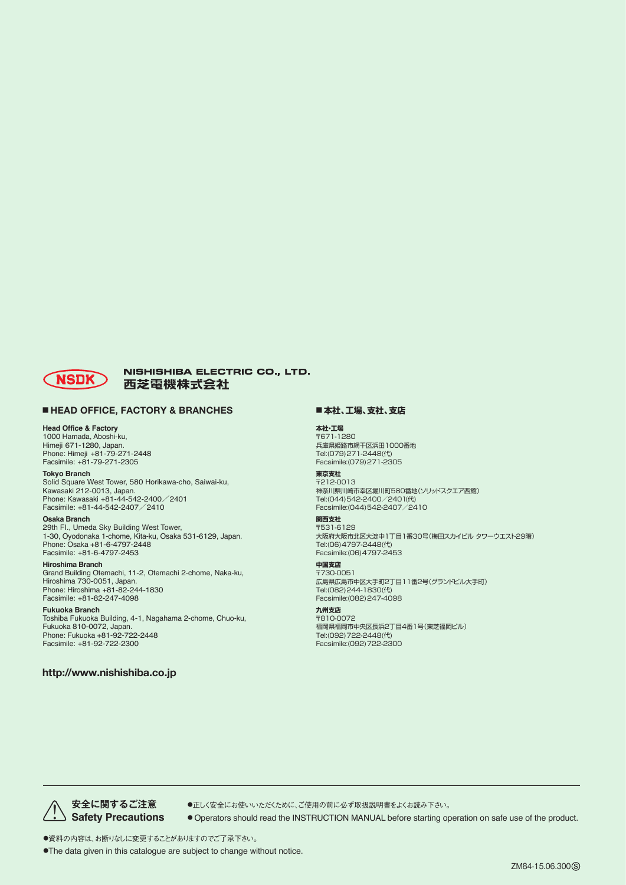NSDK

**NISHISHIBA ELECTRIC CO., LTD.**
**西芝電機株式会社**

## ■HEAD OFFICE, FACTORY & BRANCHES

**Head Office & Factory**
1000 Hamada, Aboshi-ku,
Himeji 671-1280, Japan.
Phone: Himeji +81-79-271-2448
Facsimile: +81-79-271-2305

**Tokyo Branch**
Solid Square West Tower, 580 Horikawa-cho, Saiwai-ku,
Kawasaki 212-0013, Japan.
Phone: Kawasaki +81-44-542-2400／2401
Facsimile: +81-44-542-2407／2410

**Osaka Branch**
29th Fl., Umeda Sky Building West Tower,
1-30, Oyodonaka 1-chome, Kita-ku, Osaka 531-6129, Japan.
Phone: Osaka +81-6-4797-2448
Facsimile: +81-6-4797-2453

**Hiroshima Branch**
Grand Building Otemachi, 11-2, Otemachi 2-chome, Naka-ku,
Hiroshima 730-0051, Japan.
Phone: Hiroshima +81-82-244-1830
Facsimile: +81-82-247-4098

**Fukuoka Branch**
Toshiba Fukuoka Building, 4-1, Nagahama 2-chome, Chuo-ku,
Fukuoka 810-0072, Japan.
Phone: Fukuoka +81-92-722-2448
Facsimile: +81-92-722-2300

**http://www.nishishiba.co.jp**

## ■本社、工場、支社、支店

**本社・工場**
〒671-1280
兵庫県姫路市網干区浜田1000番地
Tel:(079)271-2448(代)
Facsimile:(079)271-2305

**東京支社**
〒212-0013
神奈川県川崎市幸区堀川町580番地（ソリッドスクエア西館）
Tel:(044)542-2400／2401(代)
Facsimile:(044)542-2407／2410

**関西支社**
〒531-6129
大阪府大阪市北区大淀中1丁目1番30号（梅田スカイビル タワーウエスト29階）
Tel:(06)4797-2448(代)
Facsimile:(06)4797-2453

**中国支店**
〒730-0051
広島県広島市中区大手町2丁目11番2号（グランドビル大手町）
Tel:(082)244-1830(代)
Facsimile:(082)247-4098

**九州支店**
〒810-0072
福岡県福岡市中央区長浜2丁目4番1号（東芝福岡ビル）
Tel:(092)722-2448(代)
Facsimile:(092)722-2300

---

**安全に関するご注意**
**Safety Precautions**

●正しく安全にお使いいただくために、ご使用の前に必ず取扱説明書をよくお読み下さい。
● Operators should read the INSTRUCTION MANUAL before starting operation on safe use of the product.

●資料の内容は、お断りなしに変更することがありますのでご了承下さい。
●The data given in this catalogue are subject to change without notice.

ZM84-15.06.300Ⓢ